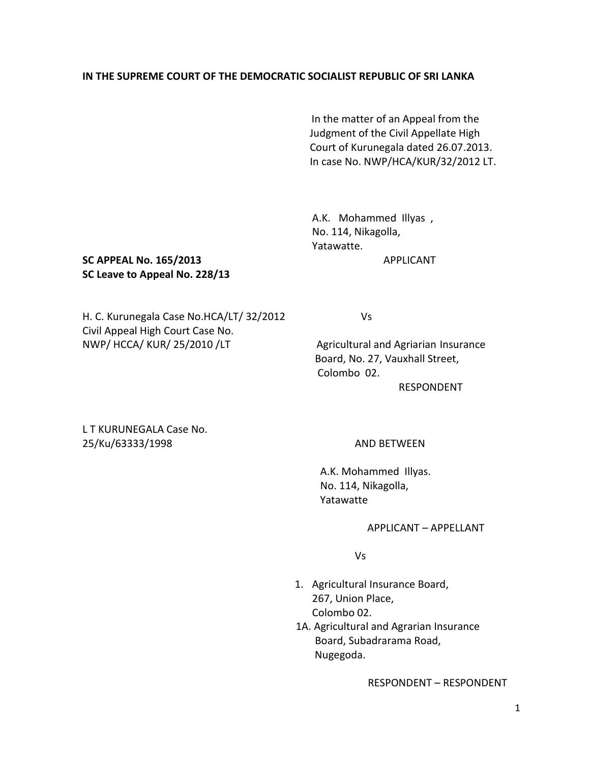**IN THE SUPREME COURT OF THE DEMOCRATIC SOCIALIST REPUBLIC OF SRI LANKA**

In the matter of an Appeal from the Judgment of the Civil Appellate High Court of Kurunegala dated 26.07.2013. In case No. NWP/HCA/KUR/32/2012 LT.

A.K. Mohammed Illyas ,
No. 114, Nikagolla,
Yatawatte.

APPLICANT

**SC APPEAL No. 165/2013**
**SC Leave to Appeal No. 228/13**

H. C. Kurunegala Case No.HCA/LT/ 32/2012
Civil Appeal High Court Case No.
NWP/ HCCA/ KUR/ 25/2010 /LT

Vs

Agricultural and Agriarian Insurance Board, No. 27, Vauxhall Street,
Colombo 02.

RESPONDENT

L T KURUNEGALA Case No.
25/Ku/63333/1998

AND BETWEEN

A.K. Mohammed Illyas.
No. 114, Nikagolla,
Yatawatte

APPLICANT – APPELLANT

Vs

1. Agricultural Insurance Board,
   267, Union Place,
   Colombo 02.

1A. Agricultural and Agrarian Insurance Board, Subadrarama Road,
Nugegoda.

RESPONDENT – RESPONDENT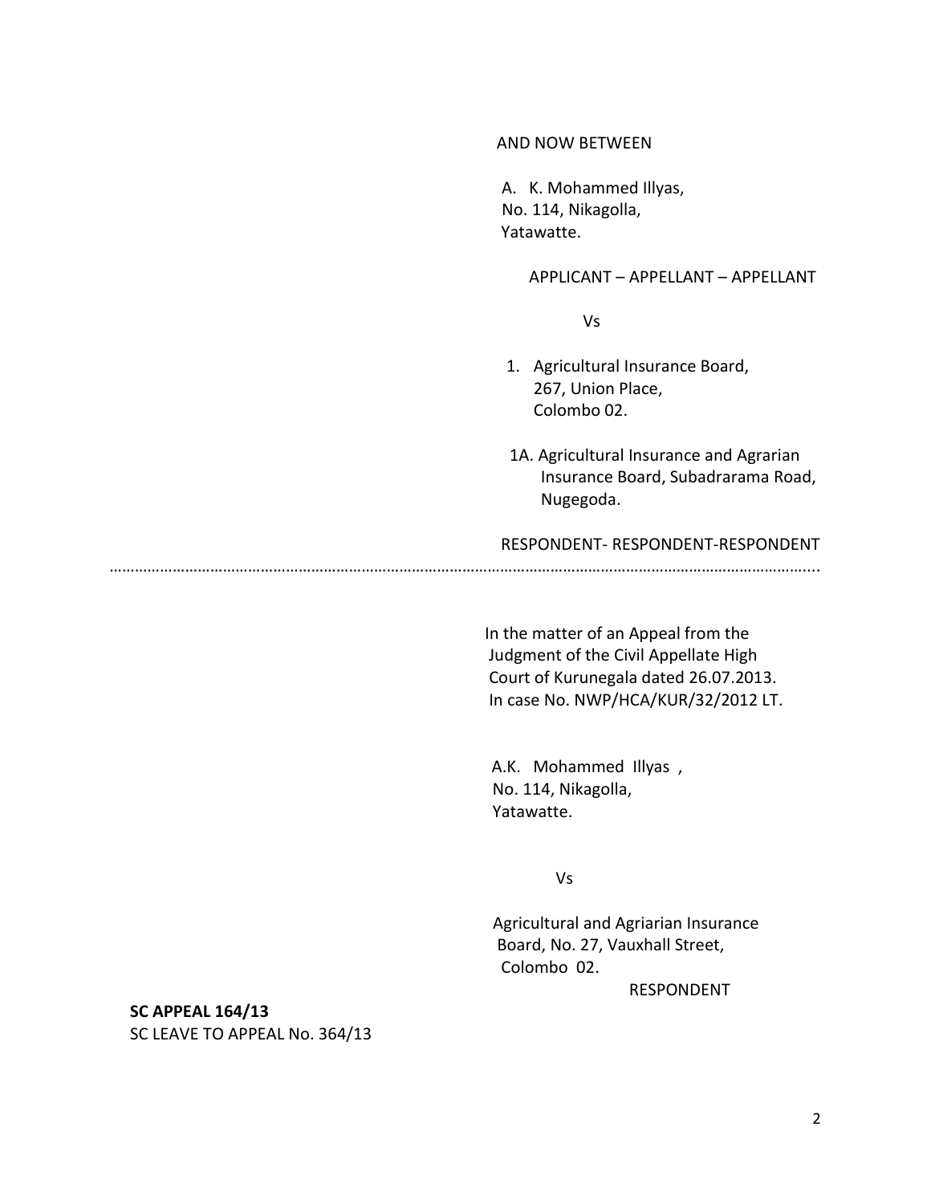AND NOW BETWEEN

A. K. Mohammed Illyas,
No. 114, Nikagolla,
Yatawatte.

APPLICANT – APPELLANT – APPELLANT

Vs

1. Agricultural Insurance Board,
   267, Union Place,
   Colombo 02.

1A. Agricultural Insurance and Agrarian
    Insurance Board, Subadrarama Road,
    Nugegoda.

RESPONDENT- RESPONDENT-RESPONDENT

…………………………………………………………………………………………………………………………………………..

In the matter of an Appeal from the
Judgment of the Civil Appellate High
Court of Kurunegala dated 26.07.2013.
In case No. NWP/HCA/KUR/32/2012 LT.

A.K. Mohammed Illyas ,
No. 114, Nikagolla,
Yatawatte.

Vs

Agricultural and Agriarian Insurance
Board, No. 27, Vauxhall Street,
Colombo 02.

RESPONDENT

**SC APPEAL 164/13**
SC LEAVE TO APPEAL No. 364/13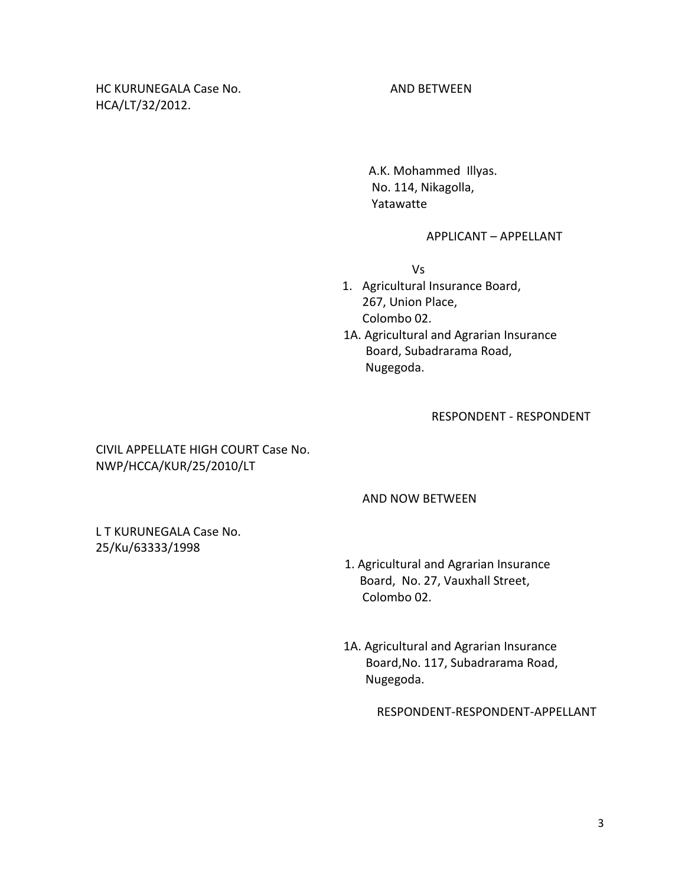HC KURUNEGALA Case No.
HCA/LT/32/2012.

AND BETWEEN

A.K. Mohammed Illyas.
No. 114, Nikagolla,
Yatawatte

APPLICANT – APPELLANT

Vs

1. Agricultural Insurance Board,
   267, Union Place,
   Colombo 02.

1A. Agricultural and Agrarian Insurance
   Board, Subadrarama Road,
   Nugegoda.

RESPONDENT - RESPONDENT

CIVIL APPELLATE HIGH COURT Case No.
NWP/HCCA/KUR/25/2010/LT

AND NOW BETWEEN

L T KURUNEGALA Case No.
25/Ku/63333/1998

1. Agricultural and Agrarian Insurance
   Board, No. 27, Vauxhall Street,
   Colombo 02.

1A. Agricultural and Agrarian Insurance
   Board,No. 117, Subadrarama Road,
   Nugegoda.

RESPONDENT-RESPONDENT-APPELLANT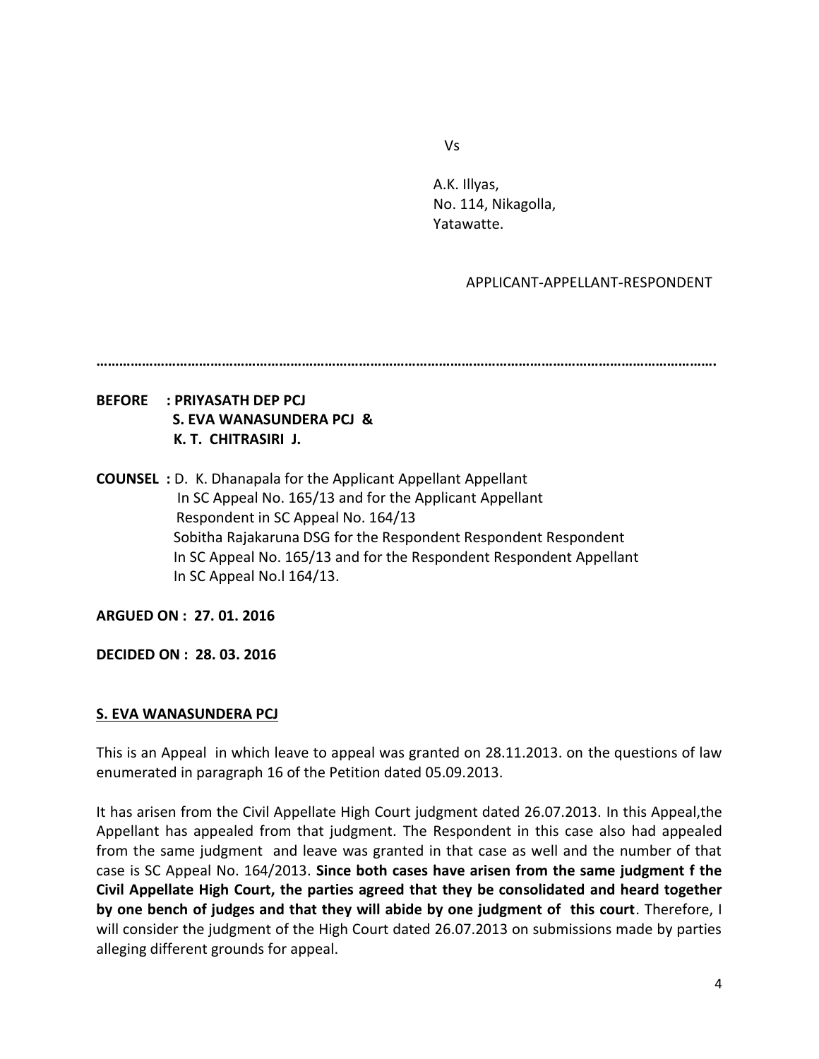Vs

A.K. Illyas,
No. 114, Nikagolla,
Yatawatte.

APPLICANT-APPELLANT-RESPONDENT

…………………………………………………………………………………………………………………………………………….

**BEFORE : PRIYASATH DEP PCJ**
**S. EVA WANASUNDERA PCJ &**
**K. T. CHITRASIRI J.**

**COUNSEL :** D. K. Dhanapala for the Applicant Appellant Appellant
In SC Appeal No. 165/13 and for the Applicant Appellant
Respondent in SC Appeal No. 164/13
Sobitha Rajakaruna DSG for the Respondent Respondent Respondent
In SC Appeal No. 165/13 and for the Respondent Respondent Appellant
In SC Appeal No.l 164/13.

**ARGUED ON : 27. 01. 2016**

**DECIDED ON : 28. 03. 2016**

**S. EVA WANASUNDERA PCJ**

This is an Appeal in which leave to appeal was granted on 28.11.2013. on the questions of law enumerated in paragraph 16 of the Petition dated 05.09.2013.

It has arisen from the Civil Appellate High Court judgment dated 26.07.2013. In this Appeal,the Appellant has appealed from that judgment. The Respondent in this case also had appealed from the same judgment and leave was granted in that case as well and the number of that case is SC Appeal No. 164/2013. **Since both cases have arisen from the same judgment f the Civil Appellate High Court, the parties agreed that they be consolidated and heard together by one bench of judges and that they will abide by one judgment of this court**. Therefore, I will consider the judgment of the High Court dated 26.07.2013 on submissions made by parties alleging different grounds for appeal.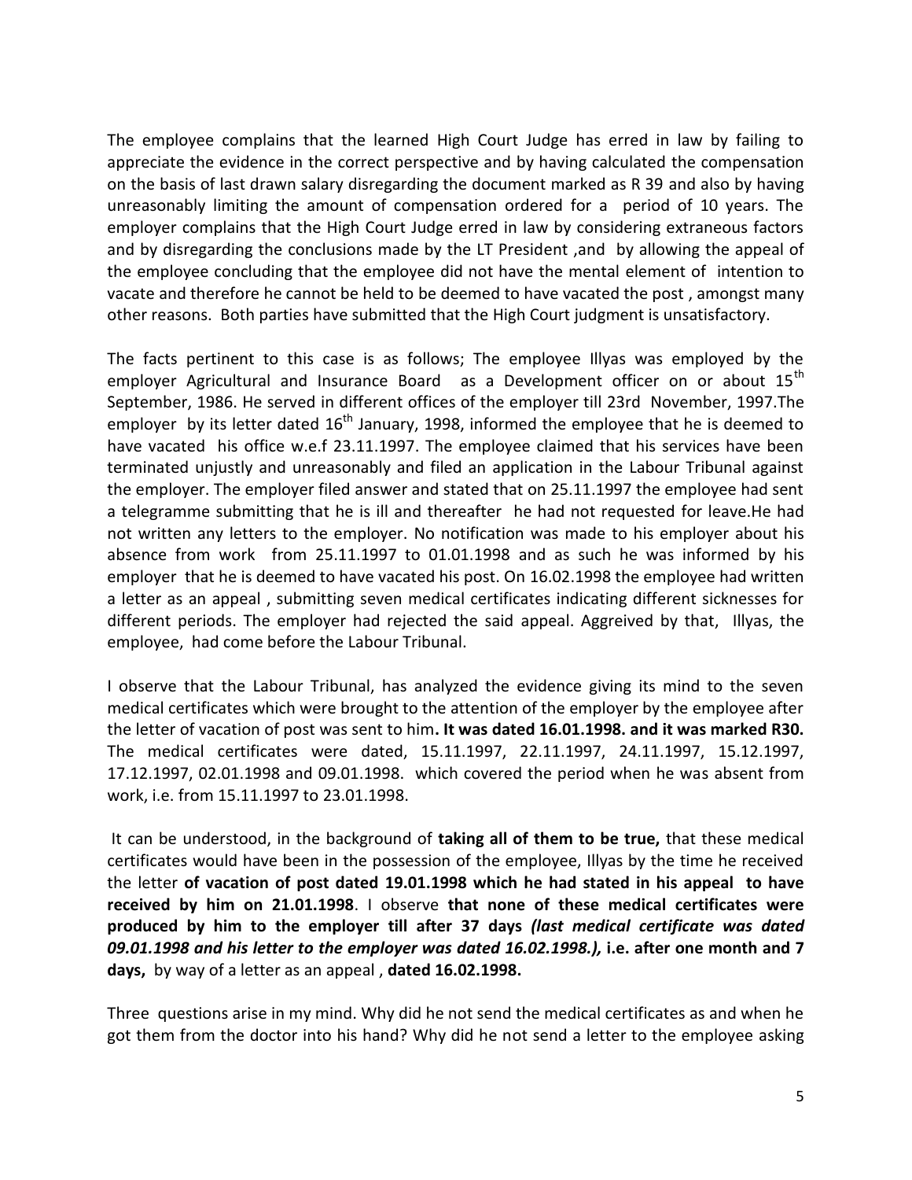The employee complains that the learned High Court Judge has erred in law by failing to appreciate the evidence in the correct perspective and by having calculated the compensation on the basis of last drawn salary disregarding the document marked as R 39 and also by having unreasonably limiting the amount of compensation ordered for a period of 10 years. The employer complains that the High Court Judge erred in law by considering extraneous factors and by disregarding the conclusions made by the LT President ,and by allowing the appeal of the employee concluding that the employee did not have the mental element of intention to vacate and therefore he cannot be held to be deemed to have vacated the post , amongst many other reasons. Both parties have submitted that the High Court judgment is unsatisfactory.

The facts pertinent to this case is as follows; The employee Illyas was employed by the employer Agricultural and Insurance Board as a Development officer on or about 15th September, 1986. He served in different offices of the employer till 23rd November, 1997.The employer by its letter dated 16th January, 1998, informed the employee that he is deemed to have vacated his office w.e.f 23.11.1997. The employee claimed that his services have been terminated unjustly and unreasonably and filed an application in the Labour Tribunal against the employer. The employer filed answer and stated that on 25.11.1997 the employee had sent a telegramme submitting that he is ill and thereafter he had not requested for leave.He had not written any letters to the employer. No notification was made to his employer about his absence from work from 25.11.1997 to 01.01.1998 and as such he was informed by his employer that he is deemed to have vacated his post. On 16.02.1998 the employee had written a letter as an appeal , submitting seven medical certificates indicating different sicknesses for different periods. The employer had rejected the said appeal. Aggreived by that, Illyas, the employee, had come before the Labour Tribunal.

I observe that the Labour Tribunal, has analyzed the evidence giving its mind to the seven medical certificates which were brought to the attention of the employer by the employee after the letter of vacation of post was sent to him**. It was dated 16.01.1998. and it was marked R30.** The medical certificates were dated, 15.11.1997, 22.11.1997, 24.11.1997, 15.12.1997, 17.12.1997, 02.01.1998 and 09.01.1998. which covered the period when he was absent from work, i.e. from 15.11.1997 to 23.01.1998.

It can be understood, in the background of **taking all of them to be true,** that these medical certificates would have been in the possession of the employee, Illyas by the time he received the letter **of vacation of post dated 19.01.1998 which he had stated in his appeal to have received by him on 21.01.1998**. I observe **that none of these medical certificates were produced by him to the employer till after 37 days *(last medical certificate was dated 09.01.1998 and his letter to the employer was dated 16.02.1998.),* i.e. after one month and 7 days,** by way of a letter as an appeal , **dated 16.02.1998.**

Three questions arise in my mind. Why did he not send the medical certificates as and when he got them from the doctor into his hand? Why did he not send a letter to the employee asking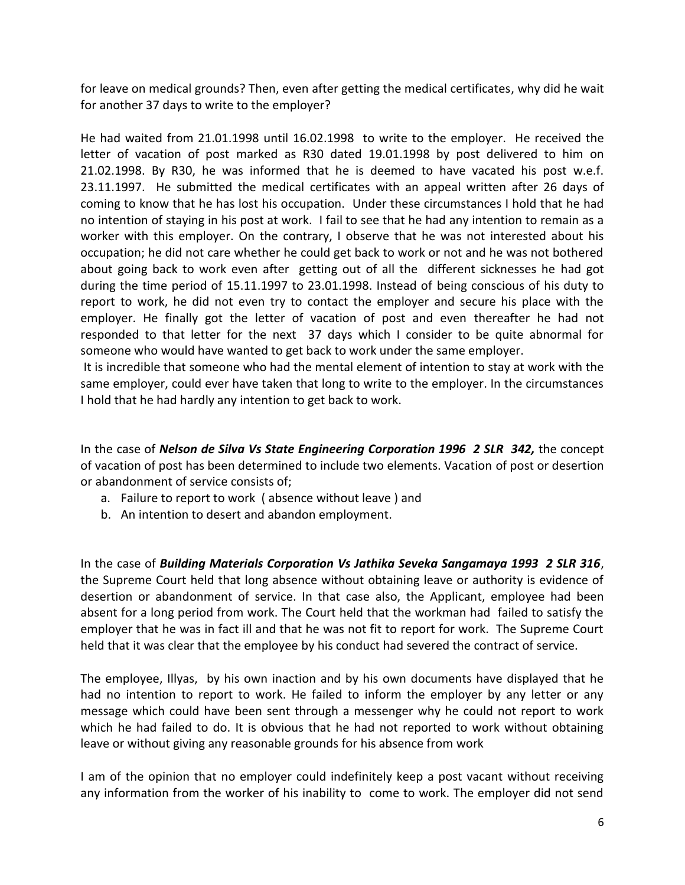for leave on medical grounds? Then, even after getting the medical certificates, why did he wait for another 37 days to write to the employer?

He had waited from 21.01.1998 until 16.02.1998 to write to the employer. He received the letter of vacation of post marked as R30 dated 19.01.1998 by post delivered to him on 21.02.1998. By R30, he was informed that he is deemed to have vacated his post w.e.f. 23.11.1997. He submitted the medical certificates with an appeal written after 26 days of coming to know that he has lost his occupation. Under these circumstances I hold that he had no intention of staying in his post at work. I fail to see that he had any intention to remain as a worker with this employer. On the contrary, I observe that he was not interested about his occupation; he did not care whether he could get back to work or not and he was not bothered about going back to work even after getting out of all the different sicknesses he had got during the time period of 15.11.1997 to 23.01.1998. Instead of being conscious of his duty to report to work, he did not even try to contact the employer and secure his place with the employer. He finally got the letter of vacation of post and even thereafter he had not responded to that letter for the next 37 days which I consider to be quite abnormal for someone who would have wanted to get back to work under the same employer.

It is incredible that someone who had the mental element of intention to stay at work with the same employer, could ever have taken that long to write to the employer. In the circumstances I hold that he had hardly any intention to get back to work.

In the case of ***Nelson de Silva Vs State Engineering Corporation 1996 2 SLR 342,*** the concept of vacation of post has been determined to include two elements. Vacation of post or desertion or abandonment of service consists of;

a. Failure to report to work ( absence without leave ) and
b. An intention to desert and abandon employment.

In the case of ***Building Materials Corporation Vs Jathika Seveka Sangamaya 1993 2 SLR 316***, the Supreme Court held that long absence without obtaining leave or authority is evidence of desertion or abandonment of service. In that case also, the Applicant, employee had been absent for a long period from work. The Court held that the workman had failed to satisfy the employer that he was in fact ill and that he was not fit to report for work. The Supreme Court held that it was clear that the employee by his conduct had severed the contract of service.

The employee, Illyas, by his own inaction and by his own documents have displayed that he had no intention to report to work. He failed to inform the employer by any letter or any message which could have been sent through a messenger why he could not report to work which he had failed to do. It is obvious that he had not reported to work without obtaining leave or without giving any reasonable grounds for his absence from work

I am of the opinion that no employer could indefinitely keep a post vacant without receiving any information from the worker of his inability to come to work. The employer did not send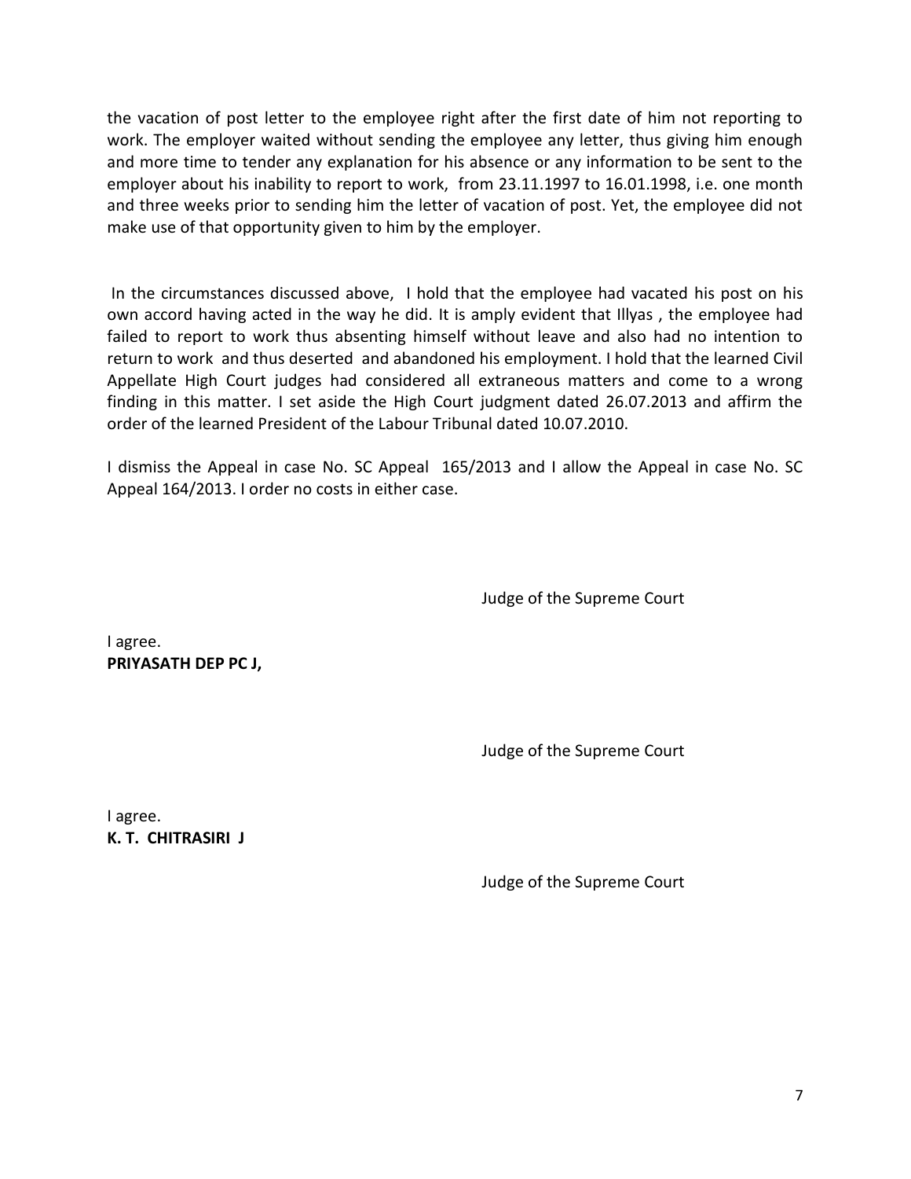the vacation of post letter to the employee right after the first date of him not reporting to work. The employer waited without sending the employee any letter, thus giving him enough and more time to tender any explanation for his absence or any information to be sent to the employer about his inability to report to work, from 23.11.1997 to 16.01.1998, i.e. one month and three weeks prior to sending him the letter of vacation of post. Yet, the employee did not make use of that opportunity given to him by the employer.

In the circumstances discussed above, I hold that the employee had vacated his post on his own accord having acted in the way he did. It is amply evident that Illyas , the employee had failed to report to work thus absenting himself without leave and also had no intention to return to work and thus deserted and abandoned his employment. I hold that the learned Civil Appellate High Court judges had considered all extraneous matters and come to a wrong finding in this matter. I set aside the High Court judgment dated 26.07.2013 and affirm the order of the learned President of the Labour Tribunal dated 10.07.2010.

I dismiss the Appeal in case No. SC Appeal 165/2013 and I allow the Appeal in case No. SC Appeal 164/2013. I order no costs in either case.

Judge of the Supreme Court

I agree.
**PRIYASATH DEP PC J,**

Judge of the Supreme Court

I agree.
**K. T. CHITRASIRI J**

Judge of the Supreme Court